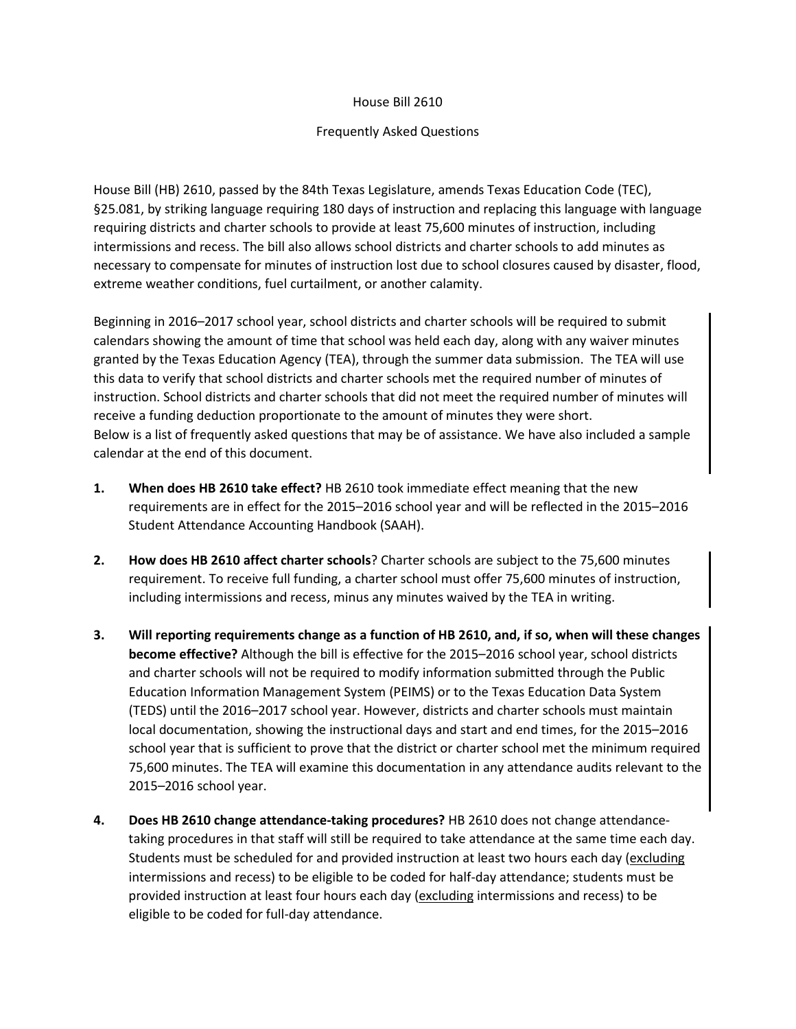# House Bill 2610

## Frequently Asked Questions

House Bill (HB) 2610, passed by the 84th Texas Legislature, amends Texas Education Code (TEC), §25.081, by striking language requiring 180 days of instruction and replacing this language with language requiring districts and charter schools to provide at least 75,600 minutes of instruction, including intermissions and recess. The bill also allows school districts and charter schools to add minutes as necessary to compensate for minutes of instruction lost due to school closures caused by disaster, flood, extreme weather conditions, fuel curtailment, or another calamity.

Beginning in 2016–2017 school year, school districts and charter schools will be required to submit calendars showing the amount of time that school was held each day, along with any waiver minutes granted by the Texas Education Agency (TEA), through the summer data submission. The TEA will use this data to verify that school districts and charter schools met the required number of minutes of instruction. School districts and charter schools that did not meet the required number of minutes will receive a funding deduction proportionate to the amount of minutes they were short.
Below is a list of frequently asked questions that may be of assistance. We have also included a sample calendar at the end of this document.

1. **When does HB 2610 take effect?** HB 2610 took immediate effect meaning that the new requirements are in effect for the 2015–2016 school year and will be reflected in the 2015–2016 Student Attendance Accounting Handbook (SAAH).

2. **How does HB 2610 affect charter schools**? Charter schools are subject to the 75,600 minutes requirement. To receive full funding, a charter school must offer 75,600 minutes of instruction, including intermissions and recess, minus any minutes waived by the TEA in writing.

3. **Will reporting requirements change as a function of HB 2610, and, if so, when will these changes become effective?** Although the bill is effective for the 2015–2016 school year, school districts and charter schools will not be required to modify information submitted through the Public Education Information Management System (PEIMS) or to the Texas Education Data System (TEDS) until the 2016–2017 school year. However, districts and charter schools must maintain local documentation, showing the instructional days and start and end times, for the 2015–2016 school year that is sufficient to prove that the district or charter school met the minimum required 75,600 minutes. The TEA will examine this documentation in any attendance audits relevant to the 2015–2016 school year.

4. **Does HB 2610 change attendance-taking procedures?** HB 2610 does not change attendance-taking procedures in that staff will still be required to take attendance at the same time each day. Students must be scheduled for and provided instruction at least two hours each day (<u>excluding</u> intermissions and recess) to be eligible to be coded for half-day attendance; students must be provided instruction at least four hours each day (<u>excluding</u> intermissions and recess) to be eligible to be coded for full-day attendance.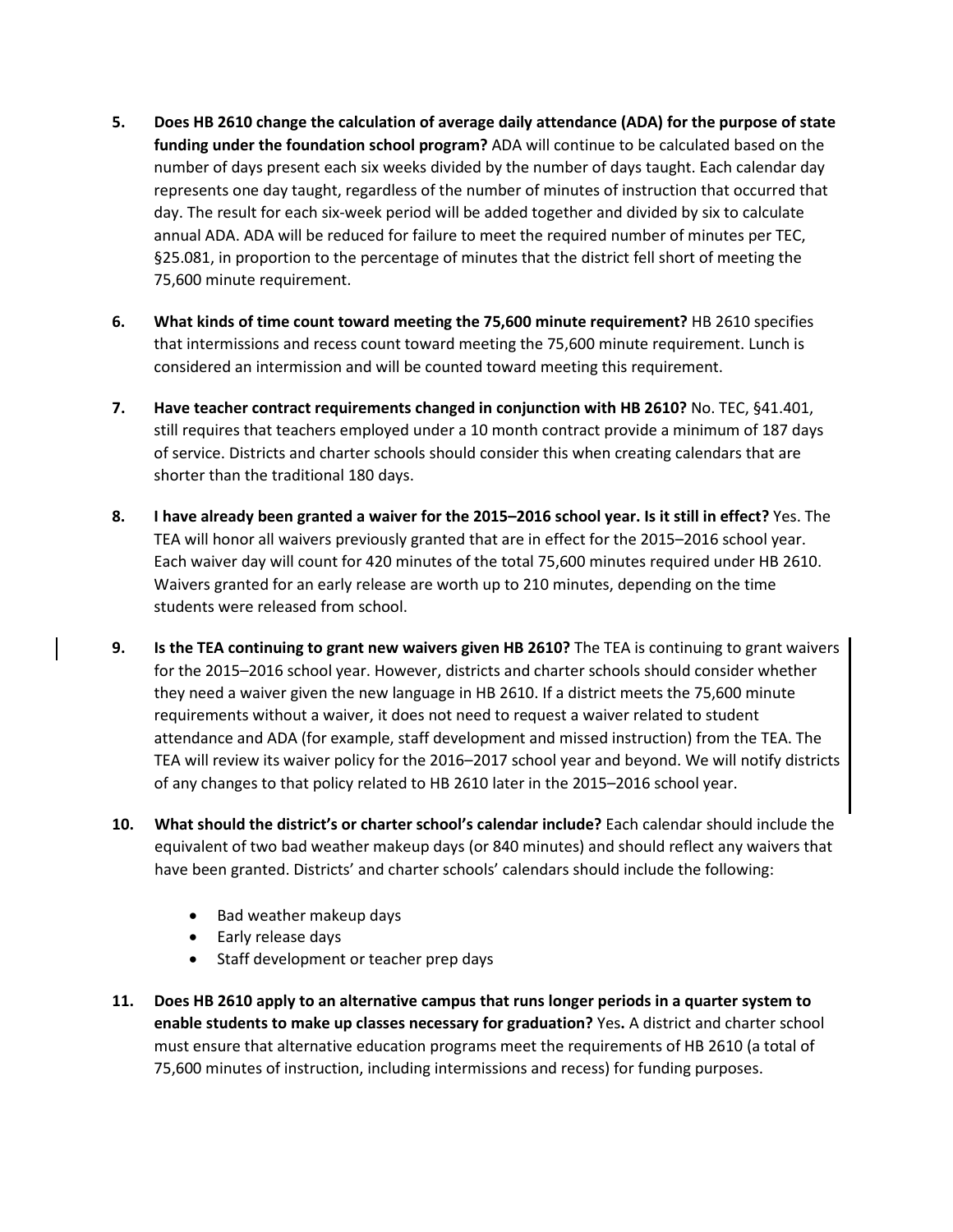5. **Does HB 2610 change the calculation of average daily attendance (ADA) for the purpose of state funding under the foundation school program?** ADA will continue to be calculated based on the number of days present each six weeks divided by the number of days taught. Each calendar day represents one day taught, regardless of the number of minutes of instruction that occurred that day. The result for each six-week period will be added together and divided by six to calculate annual ADA. ADA will be reduced for failure to meet the required number of minutes per TEC, §25.081, in proportion to the percentage of minutes that the district fell short of meeting the 75,600 minute requirement.

6. **What kinds of time count toward meeting the 75,600 minute requirement?** HB 2610 specifies that intermissions and recess count toward meeting the 75,600 minute requirement. Lunch is considered an intermission and will be counted toward meeting this requirement.

7. **Have teacher contract requirements changed in conjunction with HB 2610?** No. TEC, §41.401, still requires that teachers employed under a 10 month contract provide a minimum of 187 days of service. Districts and charter schools should consider this when creating calendars that are shorter than the traditional 180 days.

8. **I have already been granted a waiver for the 2015–2016 school year. Is it still in effect?** Yes. The TEA will honor all waivers previously granted that are in effect for the 2015–2016 school year. Each waiver day will count for 420 minutes of the total 75,600 minutes required under HB 2610. Waivers granted for an early release are worth up to 210 minutes, depending on the time students were released from school.

9. **Is the TEA continuing to grant new waivers given HB 2610?** The TEA is continuing to grant waivers for the 2015–2016 school year. However, districts and charter schools should consider whether they need a waiver given the new language in HB 2610. If a district meets the 75,600 minute requirements without a waiver, it does not need to request a waiver related to student attendance and ADA (for example, staff development and missed instruction) from the TEA. The TEA will review its waiver policy for the 2016–2017 school year and beyond. We will notify districts of any changes to that policy related to HB 2610 later in the 2015–2016 school year.

10. **What should the district's or charter school's calendar include?** Each calendar should include the equivalent of two bad weather makeup days (or 840 minutes) and should reflect any waivers that have been granted. Districts' and charter schools' calendars should include the following:

    - Bad weather makeup days
    - Early release days
    - Staff development or teacher prep days

11. **Does HB 2610 apply to an alternative campus that runs longer periods in a quarter system to enable students to make up classes necessary for graduation?** Yes**.** A district and charter school must ensure that alternative education programs meet the requirements of HB 2610 (a total of 75,600 minutes of instruction, including intermissions and recess) for funding purposes.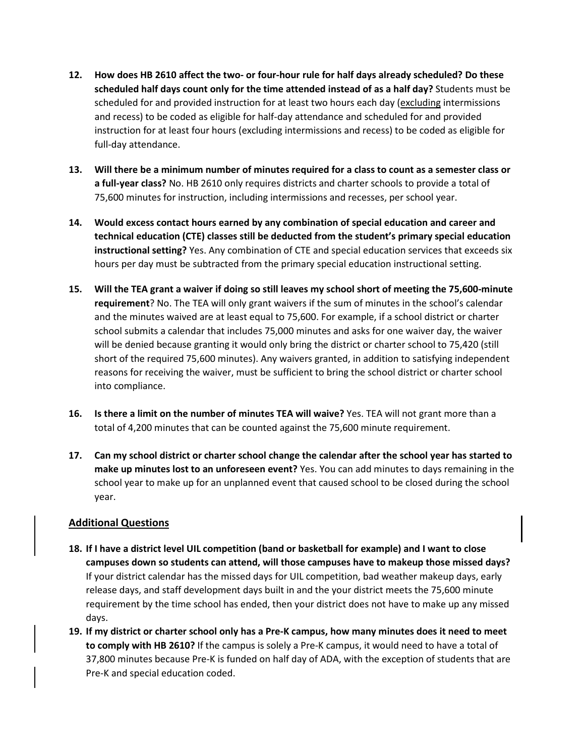12. **How does HB 2610 affect the two- or four-hour rule for half days already scheduled? Do these scheduled half days count only for the time attended instead of as a half day?** Students must be scheduled for and provided instruction for at least two hours each day (<u>excluding</u> intermissions and recess) to be coded as eligible for half-day attendance and scheduled for and provided instruction for at least four hours (excluding intermissions and recess) to be coded as eligible for full-day attendance.

13. **Will there be a minimum number of minutes required for a class to count as a semester class or a full-year class?** No. HB 2610 only requires districts and charter schools to provide a total of 75,600 minutes for instruction, including intermissions and recesses, per school year.

14. **Would excess contact hours earned by any combination of special education and career and technical education (CTE) classes still be deducted from the student's primary special education instructional setting?** Yes. Any combination of CTE and special education services that exceeds six hours per day must be subtracted from the primary special education instructional setting.

15. **Will the TEA grant a waiver if doing so still leaves my school short of meeting the 75,600-minute requirement**? No. The TEA will only grant waivers if the sum of minutes in the school's calendar and the minutes waived are at least equal to 75,600. For example, if a school district or charter school submits a calendar that includes 75,000 minutes and asks for one waiver day, the waiver will be denied because granting it would only bring the district or charter school to 75,420 (still short of the required 75,600 minutes). Any waivers granted, in addition to satisfying independent reasons for receiving the waiver, must be sufficient to bring the school district or charter school into compliance.

16. **Is there a limit on the number of minutes TEA will waive?** Yes. TEA will not grant more than a total of 4,200 minutes that can be counted against the 75,600 minute requirement.

17. **Can my school district or charter school change the calendar after the school year has started to make up minutes lost to an unforeseen event?** Yes. You can add minutes to days remaining in the school year to make up for an unplanned event that caused school to be closed during the school year.

## <u>Additional Questions</u>

18. **If I have a district level UIL competition (band or basketball for example) and I want to close campuses down so students can attend, will those campuses have to makeup those missed days?** If your district calendar has the missed days for UIL competition, bad weather makeup days, early release days, and staff development days built in and the your district meets the 75,600 minute requirement by the time school has ended, then your district does not have to make up any missed days.
19. **If my district or charter school only has a Pre-K campus, how many minutes does it need to meet to comply with HB 2610?** If the campus is solely a Pre-K campus, it would need to have a total of 37,800 minutes because Pre-K is funded on half day of ADA, with the exception of students that are Pre-K and special education coded.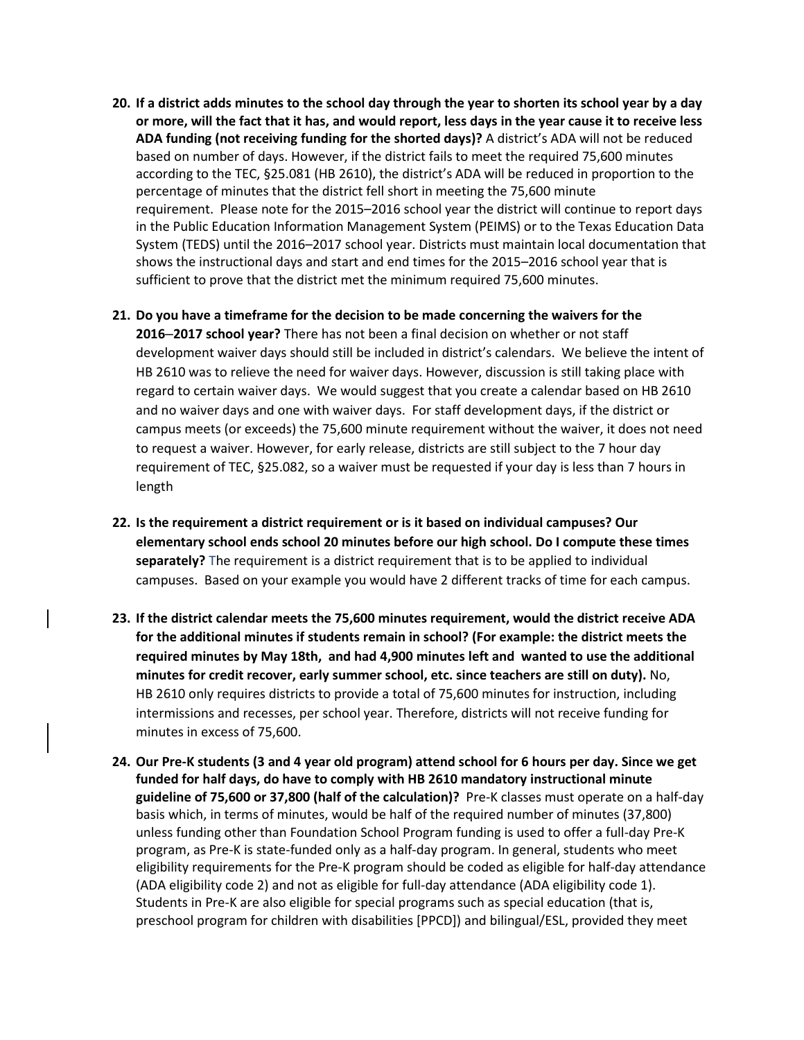20. **If a district adds minutes to the school day through the year to shorten its school year by a day or more, will the fact that it has, and would report, less days in the year cause it to receive less ADA funding (not receiving funding for the shorted days)?** A district's ADA will not be reduced based on number of days. However, if the district fails to meet the required 75,600 minutes according to the TEC, §25.081 (HB 2610), the district's ADA will be reduced in proportion to the percentage of minutes that the district fell short in meeting the 75,600 minute requirement. Please note for the 2015–2016 school year the district will continue to report days in the Public Education Information Management System (PEIMS) or to the Texas Education Data System (TEDS) until the 2016–2017 school year. Districts must maintain local documentation that shows the instructional days and start and end times for the 2015–2016 school year that is sufficient to prove that the district met the minimum required 75,600 minutes.

21. **Do you have a timeframe for the decision to be made concerning the waivers for the 2016–2017 school year?** There has not been a final decision on whether or not staff development waiver days should still be included in district's calendars. We believe the intent of HB 2610 was to relieve the need for waiver days. However, discussion is still taking place with regard to certain waiver days. We would suggest that you create a calendar based on HB 2610 and no waiver days and one with waiver days. For staff development days, if the district or campus meets (or exceeds) the 75,600 minute requirement without the waiver, it does not need to request a waiver. However, for early release, districts are still subject to the 7 hour day requirement of TEC, §25.082, so a waiver must be requested if your day is less than 7 hours in length

22. **Is the requirement a district requirement or is it based on individual campuses? Our elementary school ends school 20 minutes before our high school. Do I compute these times separately?** The requirement is a district requirement that is to be applied to individual campuses. Based on your example you would have 2 different tracks of time for each campus.

23. **If the district calendar meets the 75,600 minutes requirement, would the district receive ADA for the additional minutes if students remain in school? (For example: the district meets the required minutes by May 18th, and had 4,900 minutes left and wanted to use the additional minutes for credit recover, early summer school, etc. since teachers are still on duty).** No, HB 2610 only requires districts to provide a total of 75,600 minutes for instruction, including intermissions and recesses, per school year. Therefore, districts will not receive funding for minutes in excess of 75,600.

24. **Our Pre-K students (3 and 4 year old program) attend school for 6 hours per day. Since we get funded for half days, do have to comply with HB 2610 mandatory instructional minute guideline of 75,600 or 37,800 (half of the calculation)?** Pre-K classes must operate on a half-day basis which, in terms of minutes, would be half of the required number of minutes (37,800) unless funding other than Foundation School Program funding is used to offer a full-day Pre-K program, as Pre-K is state-funded only as a half-day program. In general, students who meet eligibility requirements for the Pre-K program should be coded as eligible for half-day attendance (ADA eligibility code 2) and not as eligible for full-day attendance (ADA eligibility code 1). Students in Pre-K are also eligible for special programs such as special education (that is, preschool program for children with disabilities [PPCD]) and bilingual/ESL, provided they meet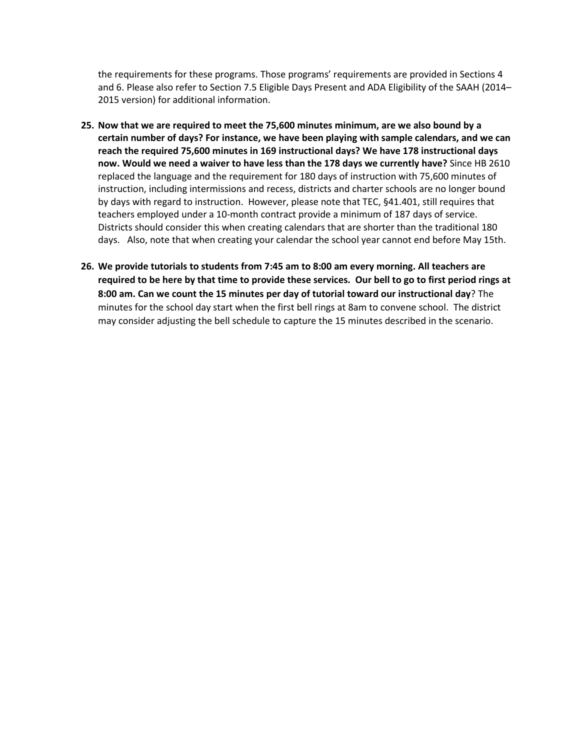the requirements for these programs. Those programs' requirements are provided in Sections 4 and 6. Please also refer to Section 7.5 Eligible Days Present and ADA Eligibility of the SAAH (2014–2015 version) for additional information.

25. **Now that we are required to meet the 75,600 minutes minimum, are we also bound by a certain number of days? For instance, we have been playing with sample calendars, and we can reach the required 75,600 minutes in 169 instructional days? We have 178 instructional days now. Would we need a waiver to have less than the 178 days we currently have?** Since HB 2610 replaced the language and the requirement for 180 days of instruction with 75,600 minutes of instruction, including intermissions and recess, districts and charter schools are no longer bound by days with regard to instruction. However, please note that TEC, §41.401, still requires that teachers employed under a 10-month contract provide a minimum of 187 days of service. Districts should consider this when creating calendars that are shorter than the traditional 180 days. Also, note that when creating your calendar the school year cannot end before May 15th.

26. **We provide tutorials to students from 7:45 am to 8:00 am every morning. All teachers are required to be here by that time to provide these services. Our bell to go to first period rings at 8:00 am. Can we count the 15 minutes per day of tutorial toward our instructional day**? The minutes for the school day start when the first bell rings at 8am to convene school. The district may consider adjusting the bell schedule to capture the 15 minutes described in the scenario.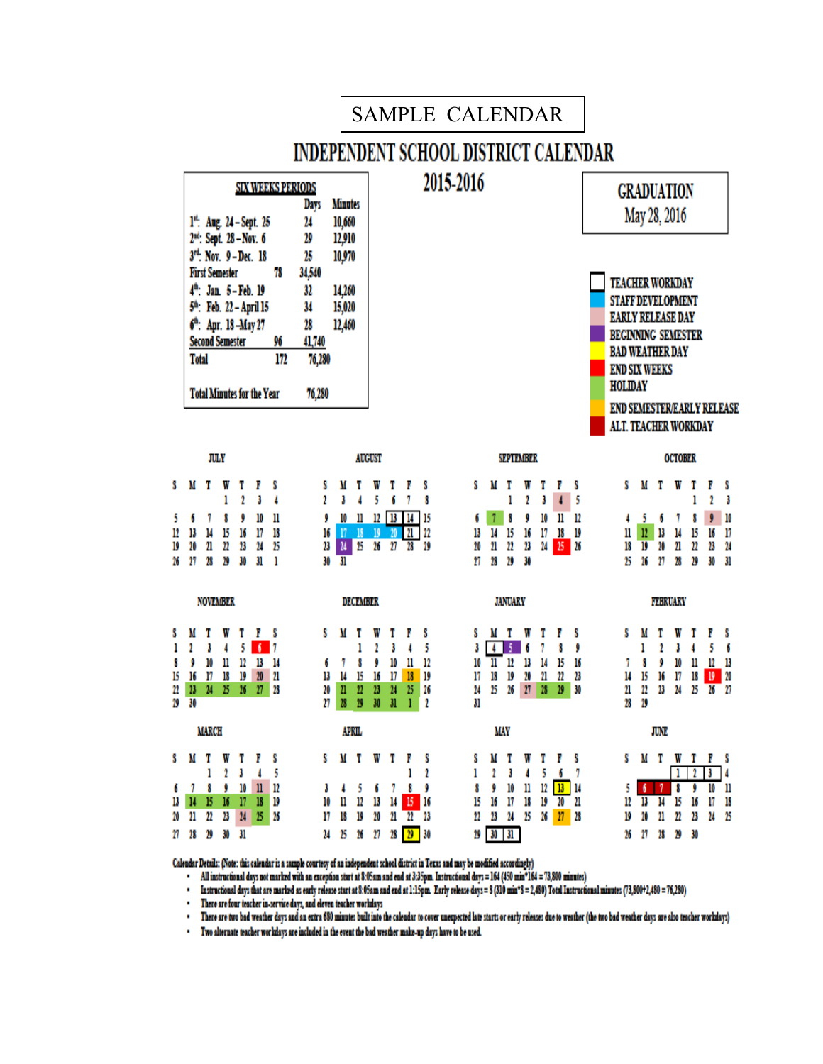SAMPLE CALENDAR

# INDEPENDENT SCHOOL DISTRICT CALENDAR

## 2015-2016

**SIX WEEKS PERIODS**

| | | Days | Minutes |
|---|---|---|---|
| 1[st]: Aug. 24 – Sept. 25 | | 24 | 10,660 |
| 2[nd]: Sept. 28 – Nov. 6 | | 29 | 12,910 |
| 3[rd]: Nov. 9 – Dec. 18 | | 25 | 10,970 |
| First Semester | 78 | 34,540 | |
| 4[th]: Jan. 5 – Feb. 19 | | 32 | 14,260 |
| 5[th]: Feb. 22 – April 15 | | 34 | 15,020 |
| 6[th]: Apr. 18 – May 27 | | 28 | 12,460 |
| Second Semester | 96 | 41,740 | |
| Total | 172 | 76,280 | |
| Total Minutes for the Year | | 76,280 | |

GRADUATION
May 28, 2016

- TEACHER WORKDAY
- STAFF DEVELOPMENT
- EARLY RELEASE DAY
- BEGINNING SEMESTER
- BAD WEATHER DAY
- END SIX WEEKS
- HOLIDAY
- END SEMESTER/EARLY RELEASE
- ALT. TEACHER WORKDAY

**JULY**

| S | M | T | W | T | F | S |
|---|---|---|---|---|---|---|
| | | | 1 | 2 | 3 | 4 |
| 5 | 6 | 7 | 8 | 9 | 10 | 11 |
| 12 | 13 | 14 | 15 | 16 | 17 | 18 |
| 19 | 20 | 21 | 22 | 23 | 24 | 25 |
| 26 | 27 | 28 | 29 | 30 | 31 | 1 |

**AUGUST**

| S | M | T | W | T | F | S |
|---|---|---|---|---|---|---|
| 2 | 3 | 4 | 5 | 6 | 7 | 8 |
| 9 | 10 | 11 | 12 | 13 | 14 | 15 |
| 16 | 17 | 18 | 19 | 20 | 21 | 22 |
| 23 | 24 | 25 | 26 | 27 | 28 | 29 |
| 30 | 31 | | | | | |

**SEPTEMBER**

| S | M | T | W | T | F | S |
|---|---|---|---|---|---|---|
| | | 1 | 2 | 3 | 4 | 5 |
| 6 | 7 | 8 | 9 | 10 | 11 | 12 |
| 13 | 14 | 15 | 16 | 17 | 18 | 19 |
| 20 | 21 | 22 | 23 | 24 | 25 | 26 |
| 27 | 28 | 29 | 30 | | | |

**OCTOBER**

| S | M | T | W | T | F | S |
|---|---|---|---|---|---|---|
| | | | | 1 | 2 | 3 |
| 4 | 5 | 6 | 7 | 8 | 9 | 10 |
| 11 | 12 | 13 | 14 | 15 | 16 | 17 |
| 18 | 19 | 20 | 21 | 22 | 23 | 24 |
| 25 | 26 | 27 | 28 | 29 | 30 | 31 |

**NOVEMBER**

| S | M | T | W | T | F | S |
|---|---|---|---|---|---|---|
| 1 | 2 | 3 | 4 | 5 | 6 | 7 |
| 8 | 9 | 10 | 11 | 12 | 13 | 14 |
| 15 | 16 | 17 | 18 | 19 | 20 | 21 |
| 22 | 23 | 24 | 25 | 26 | 27 | 28 |
| 29 | 30 | | | | | |

**DECEMBER**

| S | M | T | W | T | F | S |
|---|---|---|---|---|---|---|
| | | 1 | 2 | 3 | 4 | 5 |
| 6 | 7 | 8 | 9 | 10 | 11 | 12 |
| 13 | 14 | 15 | 16 | 17 | 18 | 19 |
| 20 | 21 | 22 | 23 | 24 | 25 | 26 |
| 27 | 28 | 29 | 30 | 31 | 1 | 2 |

**JANUARY**

| S | M | T | W | T | F | S |
|---|---|---|---|---|---|---|
| 3 | 4 | 5 | 6 | 7 | 8 | 9 |
| 10 | 11 | 12 | 13 | 14 | 15 | 16 |
| 17 | 18 | 19 | 20 | 21 | 22 | 23 |
| 24 | 25 | 26 | 27 | 28 | 29 | 30 |
| 31 | | | | | | |

**FEBRUARY**

| S | M | T | W | T | F | S |
|---|---|---|---|---|---|---|
| | 1 | 2 | 3 | 4 | 5 | 6 |
| 7 | 8 | 9 | 10 | 11 | 12 | 13 |
| 14 | 15 | 16 | 17 | 18 | 19 | 20 |
| 21 | 22 | 23 | 24 | 25 | 26 | 27 |
| 28 | 29 | | | | | |

**MARCH**

| S | M | T | W | T | F | S |
|---|---|---|---|---|---|---|
| | | 1 | 2 | 3 | 4 | 5 |
| 6 | 7 | 8 | 9 | 10 | 11 | 12 |
| 13 | 14 | 15 | 16 | 17 | 18 | 19 |
| 20 | 21 | 22 | 23 | 24 | 25 | 26 |
| 27 | 28 | 29 | 30 | 31 | | |

**APRIL**

| S | M | T | W | T | F | S |
|---|---|---|---|---|---|---|
| | | | | | 1 | 2 |
| 3 | 4 | 5 | 6 | 7 | 8 | 9 |
| 10 | 11 | 12 | 13 | 14 | 15 | 16 |
| 17 | 18 | 19 | 20 | 21 | 22 | 23 |
| 24 | 25 | 26 | 27 | 28 | 29 | 30 |

**MAY**

| S | M | T | W | T | F | S |
|---|---|---|---|---|---|---|
| 1 | 2 | 3 | 4 | 5 | 6 | 7 |
| 8 | 9 | 10 | 11 | 12 | 13 | 14 |
| 15 | 16 | 17 | 18 | 19 | 20 | 21 |
| 22 | 23 | 24 | 25 | 26 | 27 | 28 |
| 29 | 30 | 31 | | | | |

**JUNE**

| S | M | T | W | T | F | S |
|---|---|---|---|---|---|---|
| | | | 1 | 2 | 3 | 4 |
| 5 | 6 | 7 | 8 | 9 | 10 | 11 |
| 12 | 13 | 14 | 15 | 16 | 17 | 18 |
| 19 | 20 | 21 | 22 | 23 | 24 | 25 |
| 26 | 27 | 28 | 29 | 30 | | |

Calendar Details: (Note: this calendar is a sample courtesy of an independent school district in Texas and may be modified accordingly)

- All instructional days not marked with an exception start at 8:05am and end at 3:35pm. Instructional days = 164 (450 min*164 = 73,800 minutes)
- Instructional days that are marked as early release start at 8:05am and end at 1:15pm. Early release days = 8 (310 min*8 = 2,480) Total Instructional minutes (73,800+2,480 = 76,280)
- There are four teacher in-service days, and eleven teacher workdays
- There are two bad weather days and an extra 680 minutes built into the calendar to cover unexpected late starts or early releases due to weather (the two bad weather days are also teacher workdays)
- Two alternate teacher workdays are included in the event the bad weather make-up days have to be used.